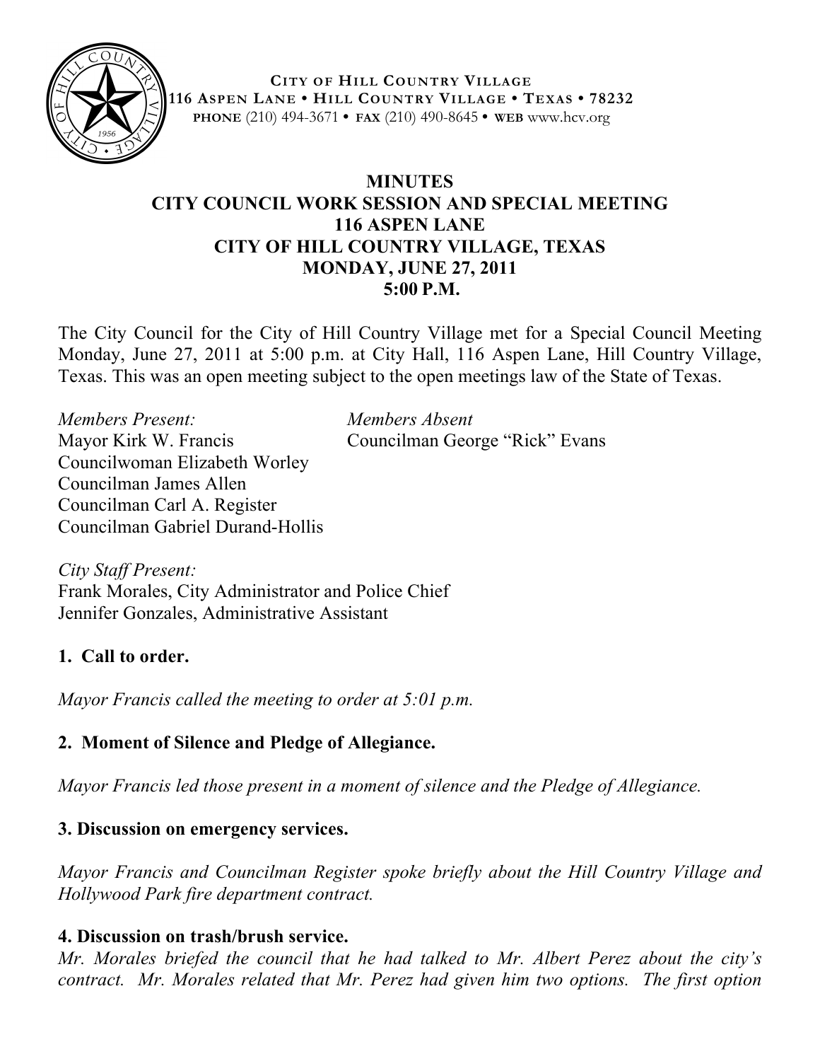CITY OF HILL COUNTRY VILLAGE
116 ASPEN LANE • HILL COUNTRY VILLAGE • TEXAS • 78232
PHONE (210) 494-3671 • FAX (210) 490-8645 • WEB www.hcv.org

# MINUTES
# CITY COUNCIL WORK SESSION AND SPECIAL MEETING
# 116 ASPEN LANE
# CITY OF HILL COUNTRY VILLAGE, TEXAS
# MONDAY, JUNE 27, 2011
# 5:00 P.M.

The City Council for the City of Hill Country Village met for a Special Council Meeting Monday, June 27, 2011 at 5:00 p.m. at City Hall, 116 Aspen Lane, Hill Country Village, Texas. This was an open meeting subject to the open meetings law of the State of Texas.

*Members Present:*
Mayor Kirk W. Francis
Councilwoman Elizabeth Worley
Councilman James Allen
Councilman Carl A. Register
Councilman Gabriel Durand-Hollis

*Members Absent*
Councilman George "Rick" Evans

*City Staff Present:*
Frank Morales, City Administrator and Police Chief
Jennifer Gonzales, Administrative Assistant

**1. Call to order.**

*Mayor Francis called the meeting to order at 5:01 p.m.*

**2. Moment of Silence and Pledge of Allegiance.**

*Mayor Francis led those present in a moment of silence and the Pledge of Allegiance.*

**3. Discussion on emergency services.**

*Mayor Francis and Councilman Register spoke briefly about the Hill Country Village and Hollywood Park fire department contract.*

**4. Discussion on trash/brush service.**

*Mr. Morales briefed the council that he had talked to Mr. Albert Perez about the city's contract. Mr. Morales related that Mr. Perez had given him two options. The first option*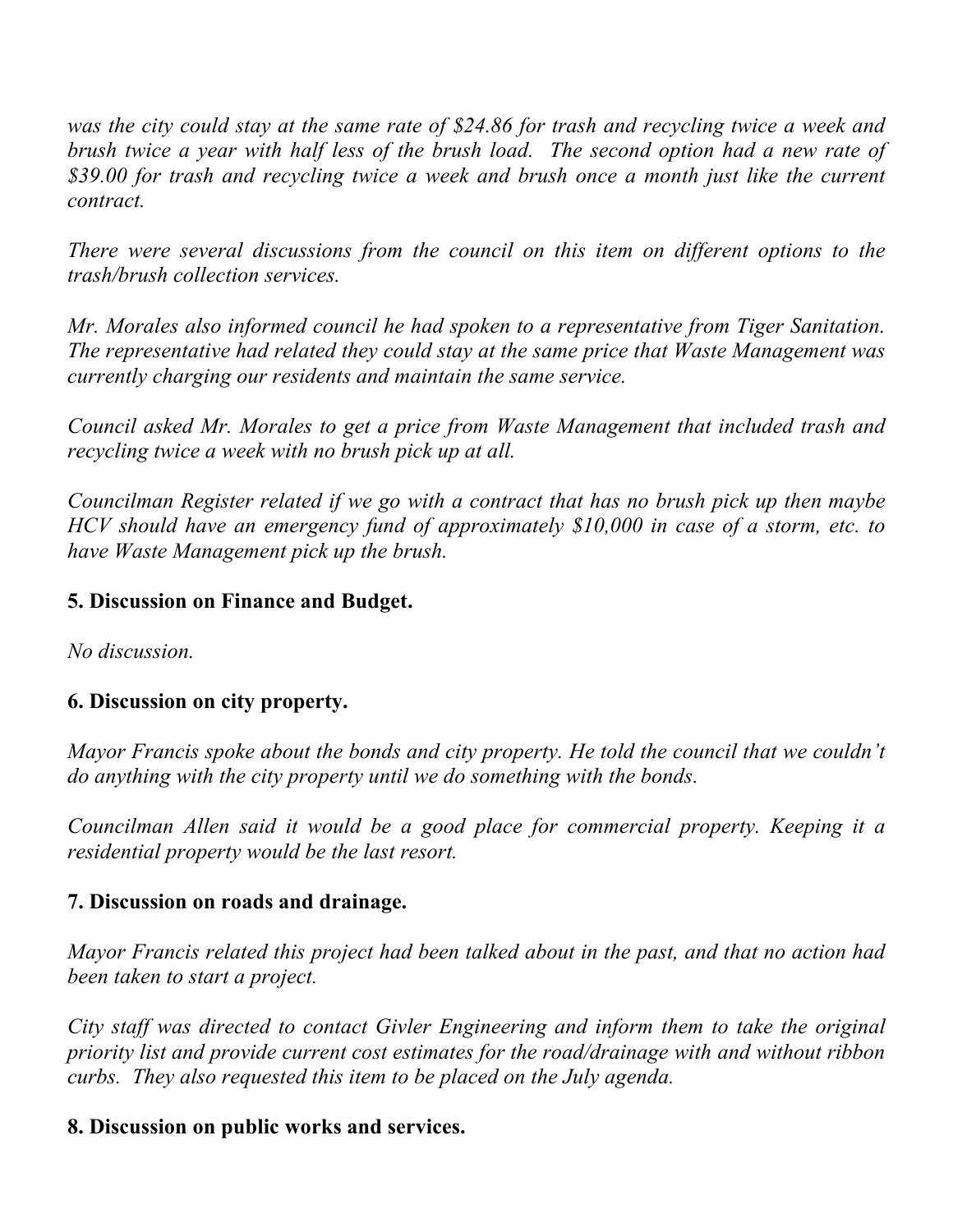*was the city could stay at the same rate of $24.86 for trash and recycling twice a week and brush twice a year with half less of the brush load. The second option had a new rate of $39.00 for trash and recycling twice a week and brush once a month just like the current contract.*

*There were several discussions from the council on this item on different options to the trash/brush collection services.*

*Mr. Morales also informed council he had spoken to a representative from Tiger Sanitation. The representative had related they could stay at the same price that Waste Management was currently charging our residents and maintain the same service.*

*Council asked Mr. Morales to get a price from Waste Management that included trash and recycling twice a week with no brush pick up at all.*

*Councilman Register related if we go with a contract that has no brush pick up then maybe HCV should have an emergency fund of approximately $10,000 in case of a storm, etc. to have Waste Management pick up the brush.*

**5. Discussion on Finance and Budget.**

*No discussion.*

**6. Discussion on city property.**

*Mayor Francis spoke about the bonds and city property. He told the council that we couldn't do anything with the city property until we do something with the bonds.*

*Councilman Allen said it would be a good place for commercial property. Keeping it a residential property would be the last resort.*

**7. Discussion on roads and drainage.**

*Mayor Francis related this project had been talked about in the past, and that no action had been taken to start a project.*

*City staff was directed to contact Givler Engineering and inform them to take the original priority list and provide current cost estimates for the road/drainage with and without ribbon curbs. They also requested this item to be placed on the July agenda.*

**8. Discussion on public works and services.**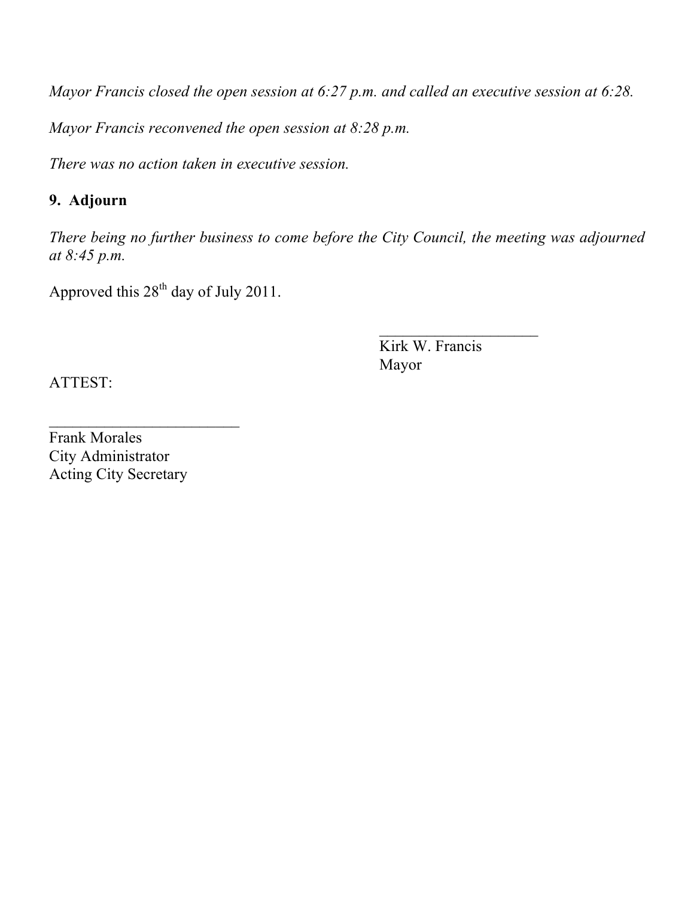*Mayor Francis closed the open session at 6:27 p.m. and called an executive session at 6:28.*

*Mayor Francis reconvened the open session at 8:28 p.m.*

*There was no action taken in executive session.*

**9. Adjourn**

*There being no further business to come before the City Council, the meeting was adjourned at 8:45 p.m.*

Approved this 28th day of July 2011.

\_\_\_\_\_\_\_\_\_\_\_\_\_\_\_\_\_\_\_\_\_\_
Kirk W. Francis
Mayor

ATTEST:

\_\_\_\_\_\_\_\_\_\_\_\_\_\_\_\_\_\_\_\_\_\_\_\_\_\_
Frank Morales
City Administrator
Acting City Secretary